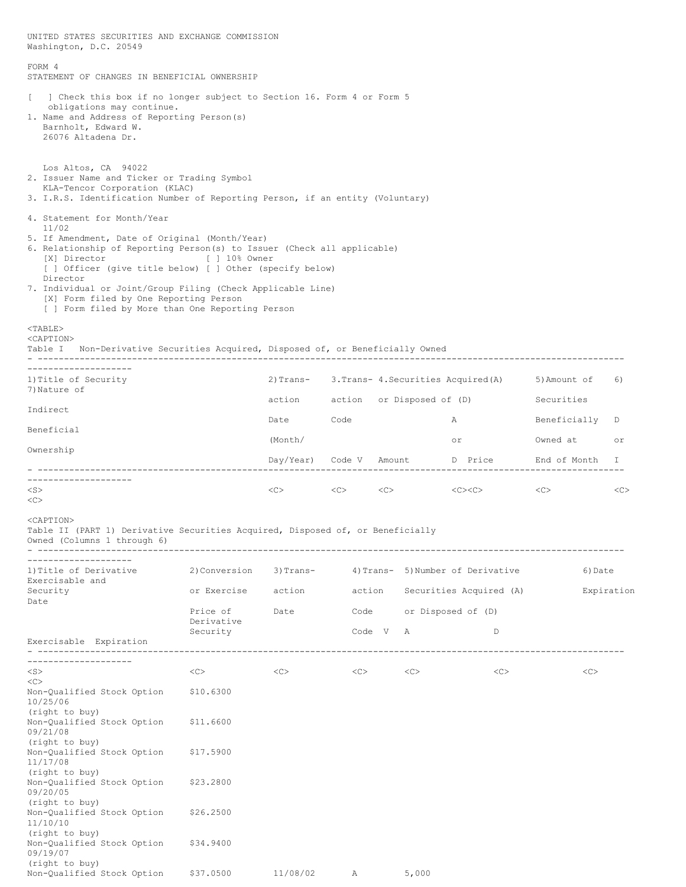UNITED STATES SECURITIES AND EXCHANGE COMMISSION
Washington, D.C. 20549

FORM 4
STATEMENT OF CHANGES IN BENEFICIAL OWNERSHIP

[ ] Check this box if no longer subject to Section 16. Form 4 or Form 5 obligations may continue.

1. Name and Address of Reporting Person(s)
   Barnholt, Edward W.
   26076 Altadena Dr.

   Los Altos, CA 94022
2. Issuer Name and Ticker or Trading Symbol
   KLA-Tencor Corporation (KLAC)
3. I.R.S. Identification Number of Reporting Person, if an entity (Voluntary)

4. Statement for Month/Year
   11/02
5. If Amendment, Date of Original (Month/Year)
6. Relationship of Reporting Person(s) to Issuer (Check all applicable)
   [X] Director [ ] 10% Owner
   [ ] Officer (give title below) [ ] Other (specify below)
   Director
7. Individual or Joint/Group Filing (Check Applicable Line)
   [X] Form filed by One Reporting Person
   [ ] Form filed by More than One Reporting Person

Table I Non-Derivative Securities Acquired, Disposed of, or Beneficially Owned

| 1)Title of Security | 2)Transaction Date (Month/Day/Year) | 3.Transaction Code | | 4.Securities Acquired(A) or Disposed of (D) | | | 5)Amount of Securities Beneficially Owned at End of Month | 6) D or I | 7)Nature of Indirect Beneficial Ownership |
|---|---|---|---|---|---|---|---|---|---|
| | | Code | V | Amount | A or D | Price | | | |

Table II (PART 1) Derivative Securities Acquired, Disposed of, or Beneficially Owned (Columns 1 through 6)

| 1)Title of Derivative Security | 2)Conversion or Exercise Price of Derivative Security | 3)Transaction Date | 4)Transaction Code | | 5)Number of Derivative Securities Acquired (A) or Disposed of (D) | | 6)Date Exercisable and Expiration Date | |
|---|---|---|---|---|---|---|---|---|
| | | | Code | V | A | D | Exercisable | Expiration |
| Non-Qualified Stock Option (right to buy) | $10.6300 | | | | | | | 10/25/06 |
| Non-Qualified Stock Option (right to buy) | $11.6600 | | | | | | | 09/21/08 |
| Non-Qualified Stock Option (right to buy) | $17.5900 | | | | | | | 11/17/08 |
| Non-Qualified Stock Option (right to buy) | $23.2800 | | | | | | | 09/20/05 |
| Non-Qualified Stock Option (right to buy) | $26.2500 | | | | | | | 11/10/10 |
| Non-Qualified Stock Option (right to buy) | $34.9400 | | | | | | | 09/19/07 |
| Non-Qualified Stock Option | $37.0500 | 11/08/02 | A | | 5,000 | | | |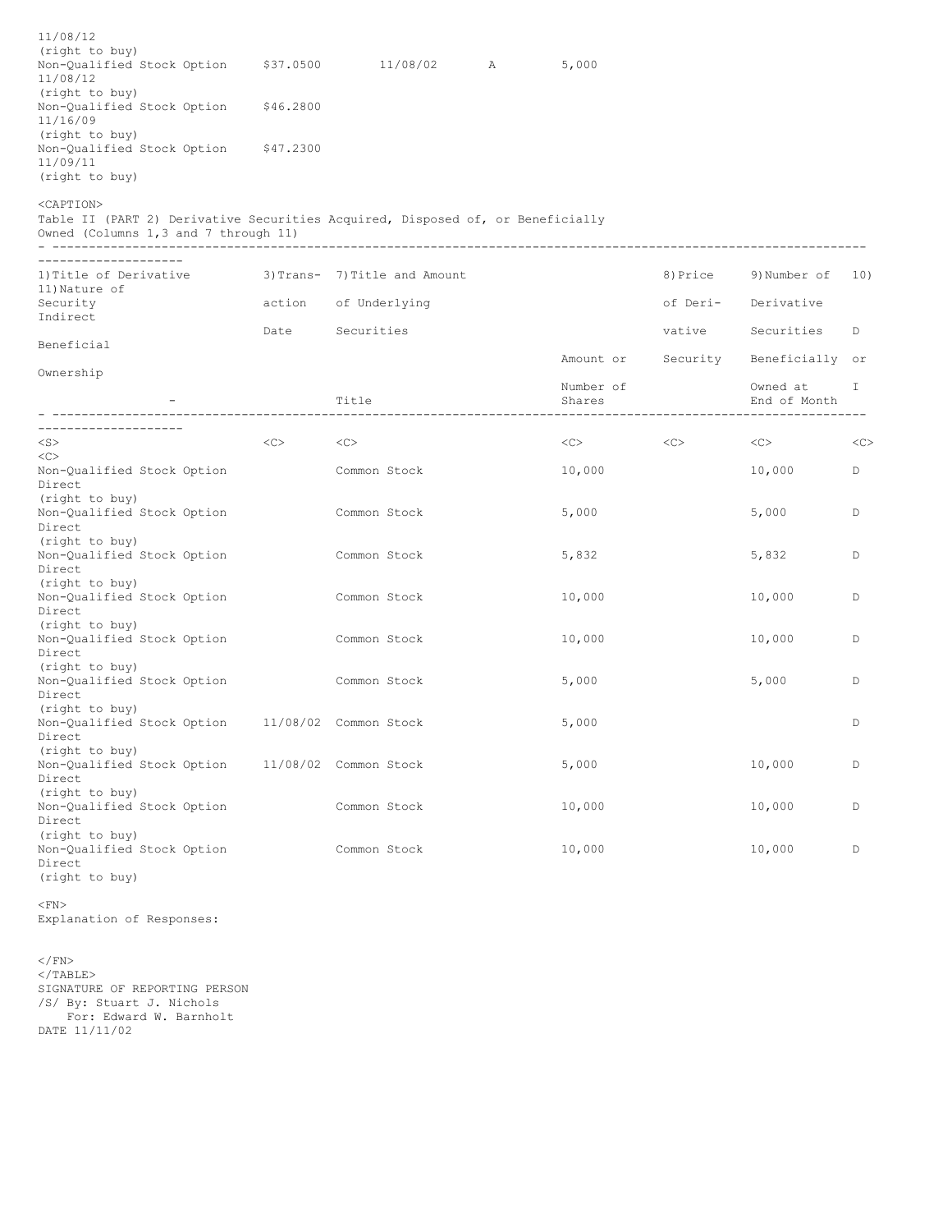11/08/12
(right to buy)

| | | | | |
|---|---|---|---|---|
| Non-Qualified Stock Option 11/08/12 (right to buy) | $37.0500 | 11/08/02 | A | 5,000 |
| Non-Qualified Stock Option 11/16/09 (right to buy) | $46.2800 | | | |
| Non-Qualified Stock Option 11/09/11 (right to buy) | $47.2300 | | | |

Table II (PART 2) Derivative Securities Acquired, Disposed of, or Beneficially Owned (Columns 1,3 and 7 through 11)

| 1)Title of Derivative Security | 3)Transaction Date | 7)Title and Amount of Underlying Securities Title | Amount or Number of Shares | 8)Price of Derivative Security | 9)Number of Derivative Securities Beneficially Owned at End of Month | 10) D or I | 11)Nature of Indirect Beneficial Ownership |
|---|---|---|---|---|---|---|---|
| Non-Qualified Stock Option (right to buy) | | Common Stock | 10,000 | | 10,000 | D | Direct |
| Non-Qualified Stock Option (right to buy) | | Common Stock | 5,000 | | 5,000 | D | Direct |
| Non-Qualified Stock Option (right to buy) | | Common Stock | 5,832 | | 5,832 | D | Direct |
| Non-Qualified Stock Option (right to buy) | | Common Stock | 10,000 | | 10,000 | D | Direct |
| Non-Qualified Stock Option (right to buy) | | Common Stock | 10,000 | | 10,000 | D | Direct |
| Non-Qualified Stock Option (right to buy) | | Common Stock | 5,000 | | 5,000 | D | Direct |
| Non-Qualified Stock Option (right to buy) | 11/08/02 | Common Stock | 5,000 | | | D | Direct |
| Non-Qualified Stock Option (right to buy) | 11/08/02 | Common Stock | 5,000 | | 10,000 | D | Direct |
| Non-Qualified Stock Option (right to buy) | | Common Stock | 10,000 | | 10,000 | D | Direct |
| Non-Qualified Stock Option (right to buy) | | Common Stock | 10,000 | | 10,000 | D | Direct |

Explanation of Responses:

SIGNATURE OF REPORTING PERSON
/S/ By: Stuart J. Nichols
For: Edward W. Barnholt
DATE 11/11/02